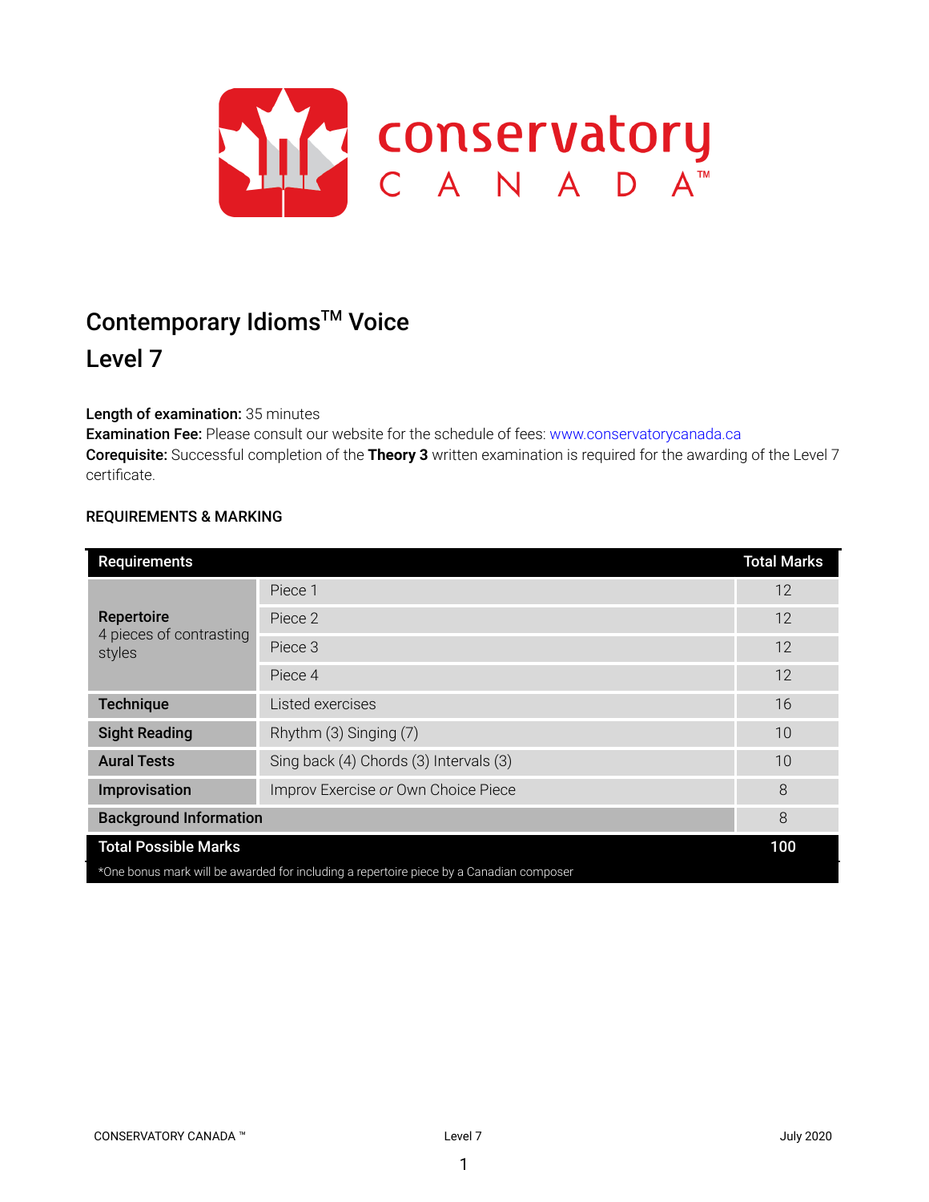# Contemporary Idioms™ Voice

## Level 7

**Length of examination:** 35 minutes

**Examination Fee:** Please consult our website for the schedule of fees: www.conservatorycanada.ca

**Corequisite:** Successful completion of the **Theory 3** written examination is required for the awarding of the Level 7 certificate.

### REQUIREMENTS & MARKING

| Requirements | | Total Marks |
|---|---|---|
| **Repertoire** 4 pieces of contrasting styles | Piece 1 | 12 |
| | Piece 2 | 12 |
| | Piece 3 | 12 |
| | Piece 4 | 12 |
| **Technique** | Listed exercises | 16 |
| **Sight Reading** | Rhythm (3) Singing (7) | 10 |
| **Aural Tests** | Sing back (4) Chords (3) Intervals (3) | 10 |
| **Improvisation** | Improv Exercise *or* Own Choice Piece | 8 |
| **Background Information** | | 8 |
| **Total Possible Marks** | | **100** |

*One bonus mark will be awarded for including a repertoire piece by a Canadian composer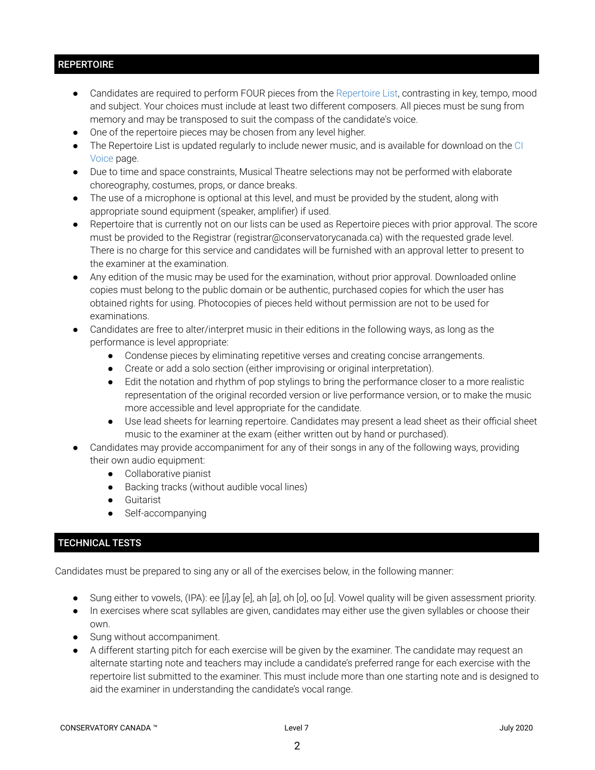## REPERTOIRE

- Candidates are required to perform FOUR pieces from the Repertoire List, contrasting in key, tempo, mood and subject. Your choices must include at least two different composers. All pieces must be sung from memory and may be transposed to suit the compass of the candidate's voice.
- One of the repertoire pieces may be chosen from any level higher.
- The Repertoire List is updated regularly to include newer music, and is available for download on the CI Voice page.
- Due to time and space constraints, Musical Theatre selections may not be performed with elaborate choreography, costumes, props, or dance breaks.
- The use of a microphone is optional at this level, and must be provided by the student, along with appropriate sound equipment (speaker, amplifier) if used.
- Repertoire that is currently not on our lists can be used as Repertoire pieces with prior approval. The score must be provided to the Registrar (registrar@conservatorycanada.ca) with the requested grade level. There is no charge for this service and candidates will be furnished with an approval letter to present to the examiner at the examination.
- Any edition of the music may be used for the examination, without prior approval. Downloaded online copies must belong to the public domain or be authentic, purchased copies for which the user has obtained rights for using. Photocopies of pieces held without permission are not to be used for examinations.
- Candidates are free to alter/interpret music in their editions in the following ways, as long as the performance is level appropriate:
  - Condense pieces by eliminating repetitive verses and creating concise arrangements.
  - Create or add a solo section (either improvising or original interpretation).
  - Edit the notation and rhythm of pop stylings to bring the performance closer to a more realistic representation of the original recorded version or live performance version, or to make the music more accessible and level appropriate for the candidate.
  - Use lead sheets for learning repertoire. Candidates may present a lead sheet as their official sheet music to the examiner at the exam (either written out by hand or purchased).
- Candidates may provide accompaniment for any of their songs in any of the following ways, providing their own audio equipment:
  - Collaborative pianist
  - Backing tracks (without audible vocal lines)
  - Guitarist
  - Self-accompanying

## TECHNICAL TESTS

Candidates must be prepared to sing any or all of the exercises below, in the following manner:

- Sung either to vowels, (IPA): ee [*i*],ay [*e*], ah [*a*], oh [*o*], oo [*u*]. Vowel quality will be given assessment priority.
- In exercises where scat syllables are given, candidates may either use the given syllables or choose their own.
- Sung without accompaniment.
- A different starting pitch for each exercise will be given by the examiner. The candidate may request an alternate starting note and teachers may include a candidate's preferred range for each exercise with the repertoire list submitted to the examiner. This must include more than one starting note and is designed to aid the examiner in understanding the candidate's vocal range.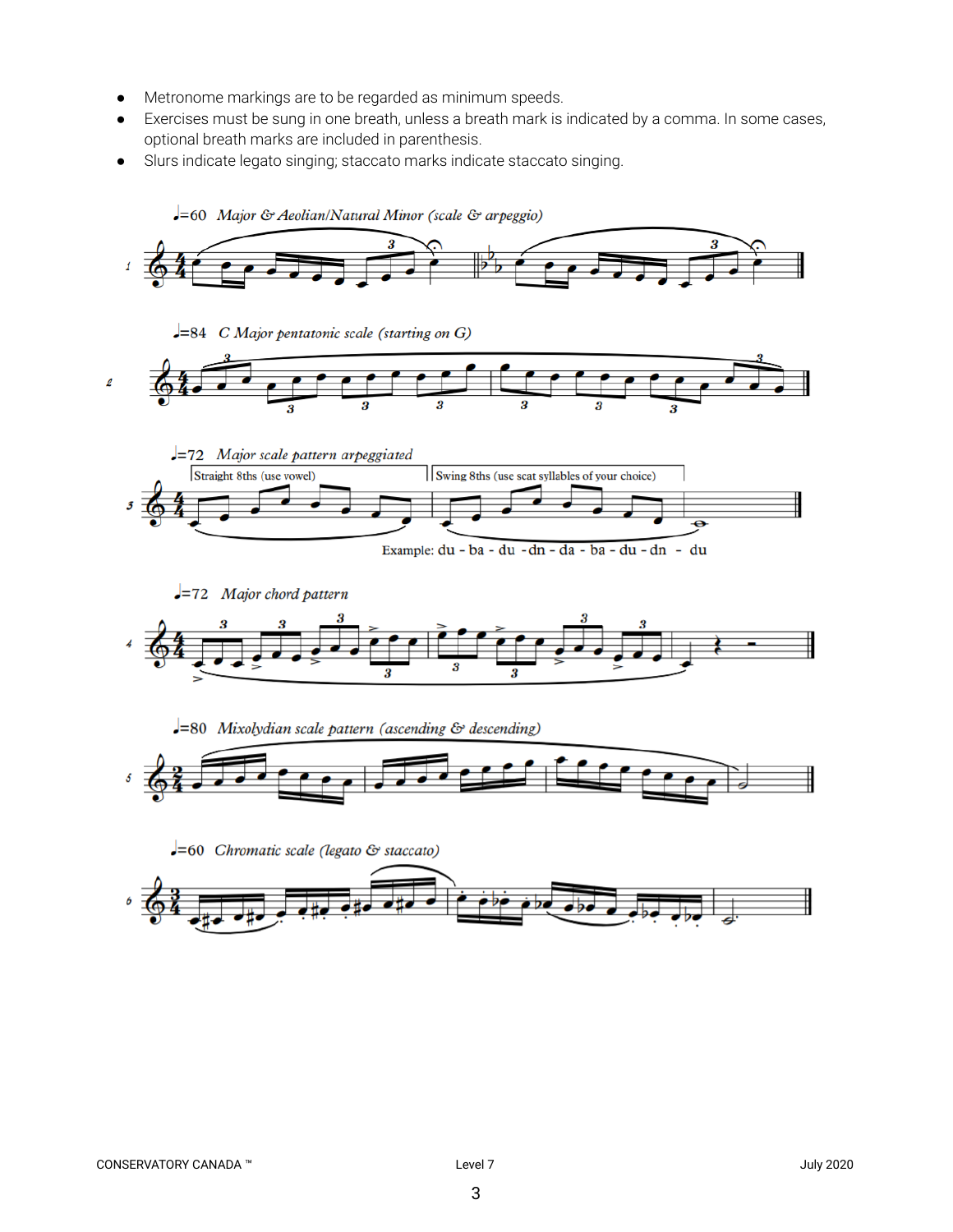- Metronome markings are to be regarded as minimum speeds.
- Exercises must be sung in one breath, unless a breath mark is indicated by a comma. In some cases, optional breath marks are included in parenthesis.
- Slurs indicate legato singing; staccato marks indicate staccato singing.

1. ♩=60 *Major & Aeolian/Natural Minor (scale & arpeggio)*

2. ♩=84 *C Major pentatonic scale (starting on G)*

3. ♩=72 *Major scale pattern arpeggiated*

   Straight 8ths (use vowel) | Swing 8ths (use scat syllables of your choice)

   Example: du - ba - du - dn - da - ba - du - dn - du

4. ♩=72 *Major chord pattern*

5. ♩=80 *Mixolydian scale pattern (ascending & descending)*

6. ♩=60 *Chromatic scale (legato & staccato)*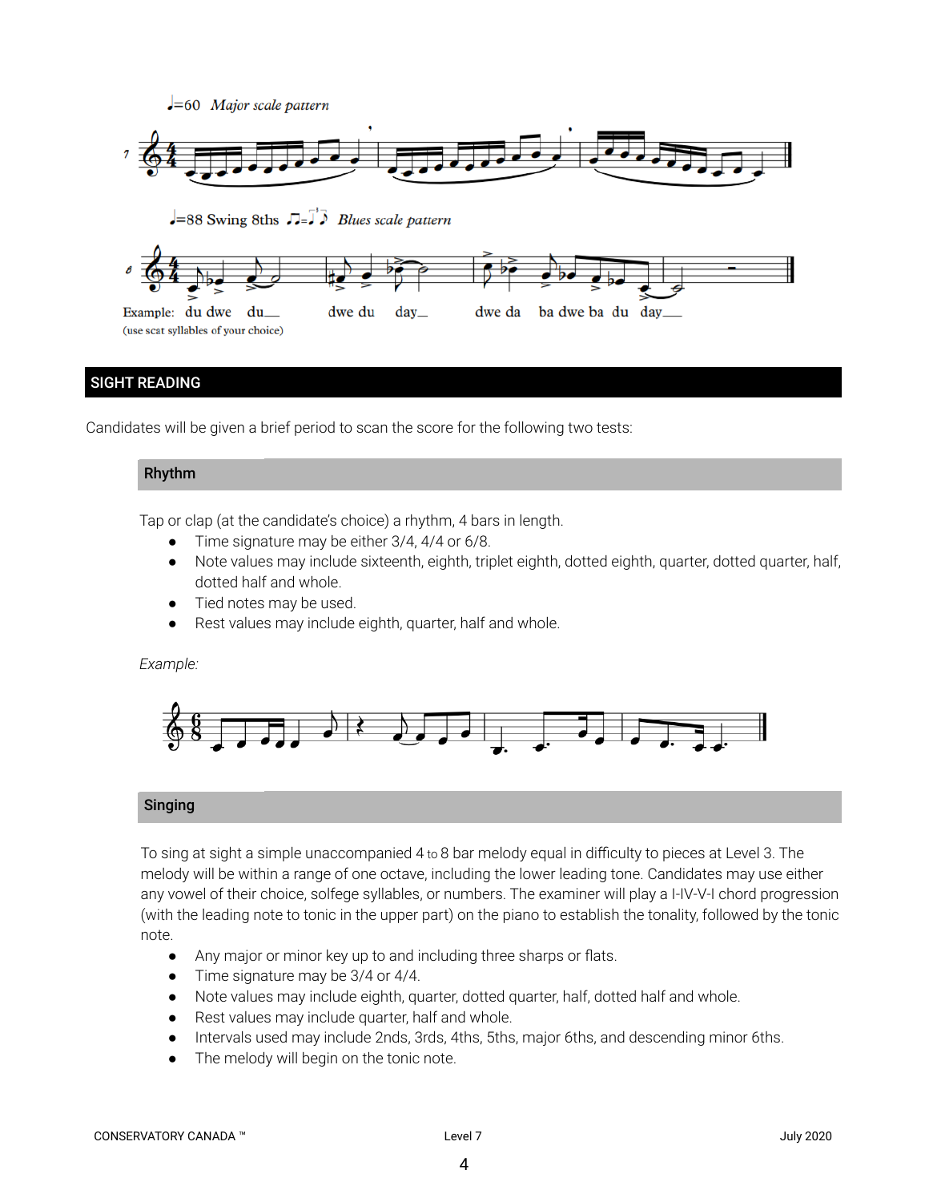♩=60 *Major scale pattern*

♩=88 Swing 8ths *Blues scale pattern*

Example: du dwe du___ dwe du day___ dwe da ba dwe ba du day___

(use scat syllables of your choice)

## SIGHT READING

Candidates will be given a brief period to scan the score for the following two tests:

### Rhythm

Tap or clap (at the candidate's choice) a rhythm, 4 bars in length.

- Time signature may be either 3/4, 4/4 or 6/8.
- Note values may include sixteenth, eighth, triplet eighth, dotted eighth, quarter, dotted quarter, half, dotted half and whole.
- Tied notes may be used.
- Rest values may include eighth, quarter, half and whole.

*Example:*

### Singing

To sing at sight a simple unaccompanied 4 to 8 bar melody equal in difficulty to pieces at Level 3. The melody will be within a range of one octave, including the lower leading tone. Candidates may use either any vowel of their choice, solfege syllables, or numbers. The examiner will play a I-IV-V-I chord progression (with the leading note to tonic in the upper part) on the piano to establish the tonality, followed by the tonic note.

- Any major or minor key up to and including three sharps or flats.
- Time signature may be 3/4 or 4/4.
- Note values may include eighth, quarter, dotted quarter, half, dotted half and whole.
- Rest values may include quarter, half and whole.
- Intervals used may include 2nds, 3rds, 4ths, 5ths, major 6ths, and descending minor 6ths.
- The melody will begin on the tonic note.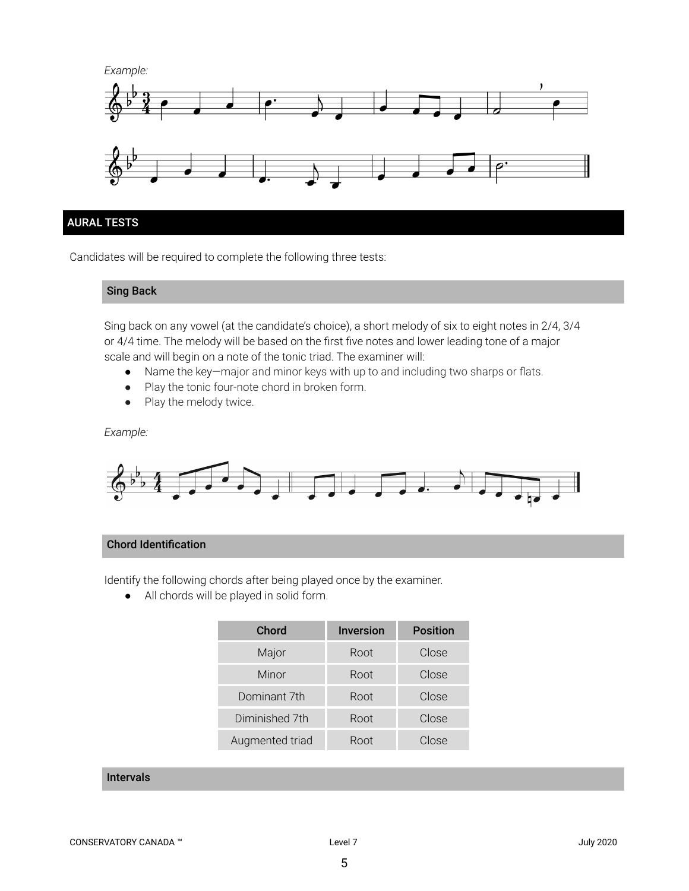*Example:*

## AURAL TESTS

Candidates will be required to complete the following three tests:

### Sing Back

Sing back on any vowel (at the candidate's choice), a short melody of six to eight notes in 2/4, 3/4 or 4/4 time. The melody will be based on the first five notes and lower leading tone of a major scale and will begin on a note of the tonic triad. The examiner will:

- Name the key—major and minor keys with up to and including two sharps or flats.
- Play the tonic four-note chord in broken form.
- Play the melody twice.

*Example:*

### Chord Identification

Identify the following chords after being played once by the examiner.

- All chords will be played in solid form.

| Chord | Inversion | Position |
|---|---|---|
| Major | Root | Close |
| Minor | Root | Close |
| Dominant 7th | Root | Close |
| Diminished 7th | Root | Close |
| Augmented triad | Root | Close |

### Intervals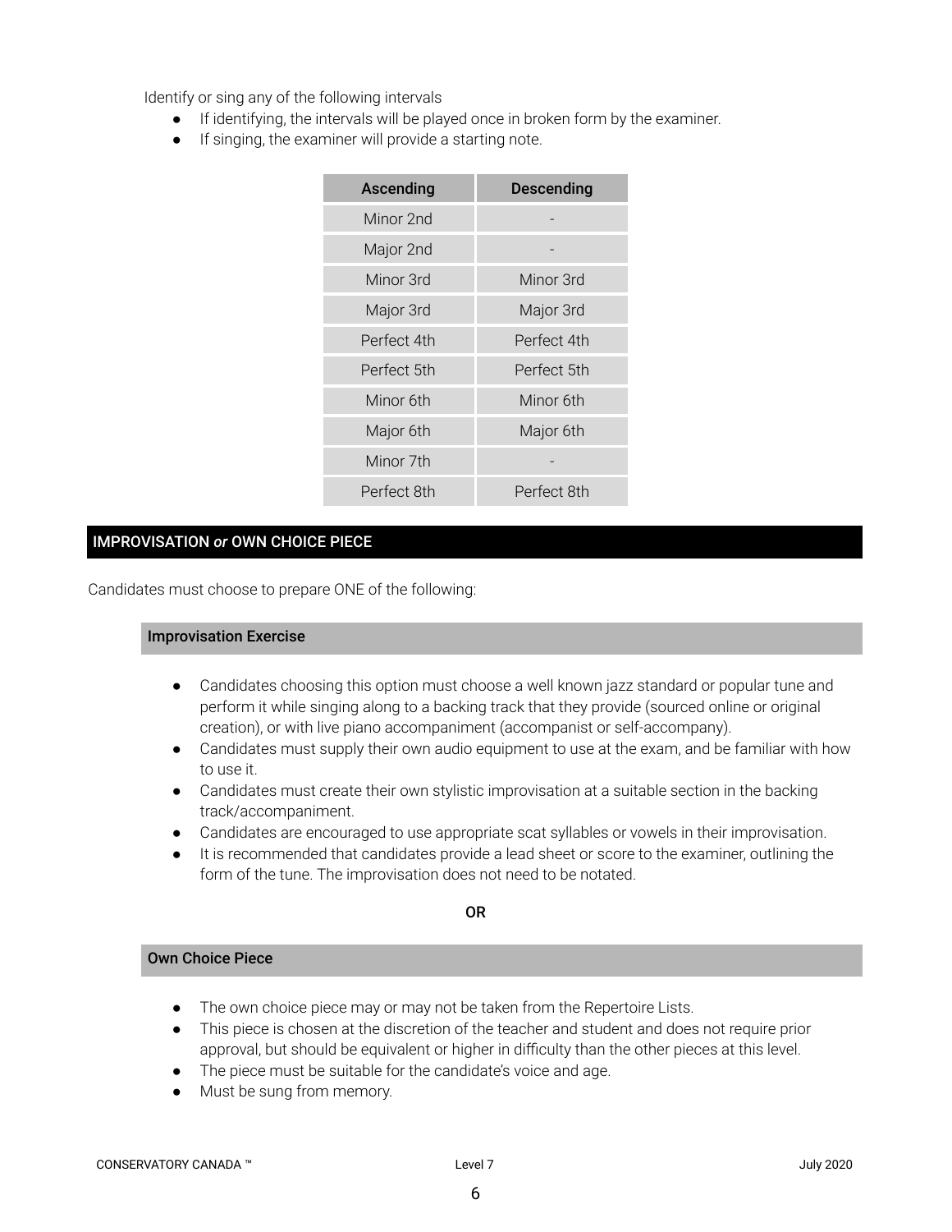Identify or sing any of the following intervals

- If identifying, the intervals will be played once in broken form by the examiner.
- If singing, the examiner will provide a starting note.

| Ascending | Descending |
| --- | --- |
| Minor 2nd | - |
| Major 2nd | - |
| Minor 3rd | Minor 3rd |
| Major 3rd | Major 3rd |
| Perfect 4th | Perfect 4th |
| Perfect 5th | Perfect 5th |
| Minor 6th | Minor 6th |
| Major 6th | Major 6th |
| Minor 7th | - |
| Perfect 8th | Perfect 8th |

## IMPROVISATION *or* OWN CHOICE PIECE

Candidates must choose to prepare ONE of the following:

### Improvisation Exercise

- Candidates choosing this option must choose a well known jazz standard or popular tune and perform it while singing along to a backing track that they provide (sourced online or original creation), or with live piano accompaniment (accompanist or self-accompany).
- Candidates must supply their own audio equipment to use at the exam, and be familiar with how to use it.
- Candidates must create their own stylistic improvisation at a suitable section in the backing track/accompaniment.
- Candidates are encouraged to use appropriate scat syllables or vowels in their improvisation.
- It is recommended that candidates provide a lead sheet or score to the examiner, outlining the form of the tune. The improvisation does not need to be notated.

**OR**

### Own Choice Piece

- The own choice piece may or may not be taken from the Repertoire Lists.
- This piece is chosen at the discretion of the teacher and student and does not require prior approval, but should be equivalent or higher in difficulty than the other pieces at this level.
- The piece must be suitable for the candidate's voice and age.
- Must be sung from memory.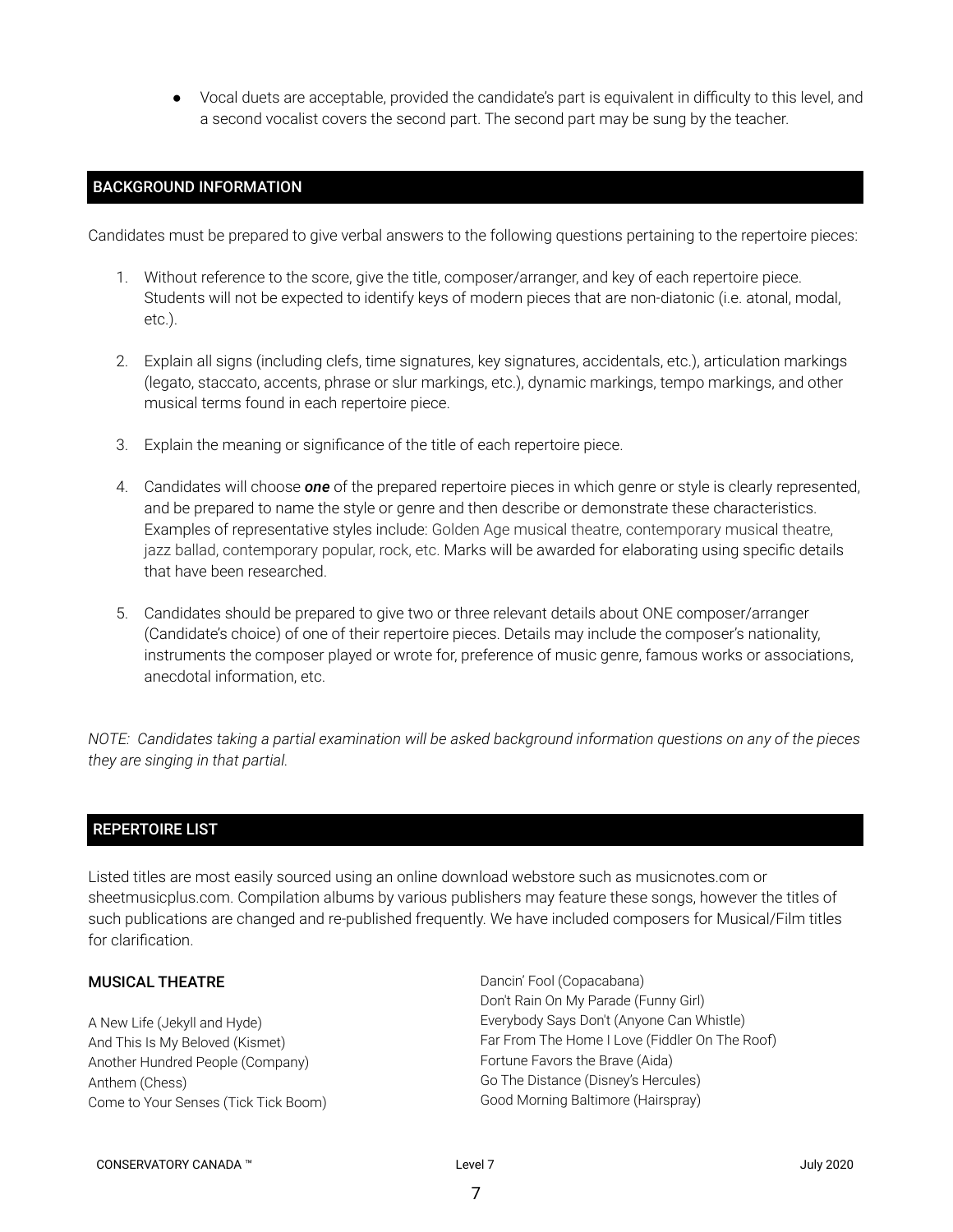- Vocal duets are acceptable, provided the candidate's part is equivalent in difficulty to this level, and a second vocalist covers the second part. The second part may be sung by the teacher.

## BACKGROUND INFORMATION

Candidates must be prepared to give verbal answers to the following questions pertaining to the repertoire pieces:

1. Without reference to the score, give the title, composer/arranger, and key of each repertoire piece. Students will not be expected to identify keys of modern pieces that are non-diatonic (i.e. atonal, modal, etc.).
2. Explain all signs (including clefs, time signatures, key signatures, accidentals, etc.), articulation markings (legato, staccato, accents, phrase or slur markings, etc.), dynamic markings, tempo markings, and other musical terms found in each repertoire piece.
3. Explain the meaning or significance of the title of each repertoire piece.
4. Candidates will choose ***one*** of the prepared repertoire pieces in which genre or style is clearly represented, and be prepared to name the style or genre and then describe or demonstrate these characteristics. Examples of representative styles include: Golden Age musical theatre, contemporary musical theatre, jazz ballad, contemporary popular, rock, etc. Marks will be awarded for elaborating using specific details that have been researched.
5. Candidates should be prepared to give two or three relevant details about ONE composer/arranger (Candidate's choice) of one of their repertoire pieces. Details may include the composer's nationality, instruments the composer played or wrote for, preference of music genre, famous works or associations, anecdotal information, etc.

*NOTE: Candidates taking a partial examination will be asked background information questions on any of the pieces they are singing in that partial.*

## REPERTOIRE LIST

Listed titles are most easily sourced using an online download webstore such as musicnotes.com or sheetmusicplus.com. Compilation albums by various publishers may feature these songs, however the titles of such publications are changed and re-published frequently. We have included composers for Musical/Film titles for clarification.

### MUSICAL THEATRE

A New Life (Jekyll and Hyde)
And This Is My Beloved (Kismet)
Another Hundred People (Company)
Anthem (Chess)
Come to Your Senses (Tick Tick Boom)
Dancin' Fool (Copacabana)
Don't Rain On My Parade (Funny Girl)
Everybody Says Don't (Anyone Can Whistle)
Far From The Home I Love (Fiddler On The Roof)
Fortune Favors the Brave (Aida)
Go The Distance (Disney's Hercules)
Good Morning Baltimore (Hairspray)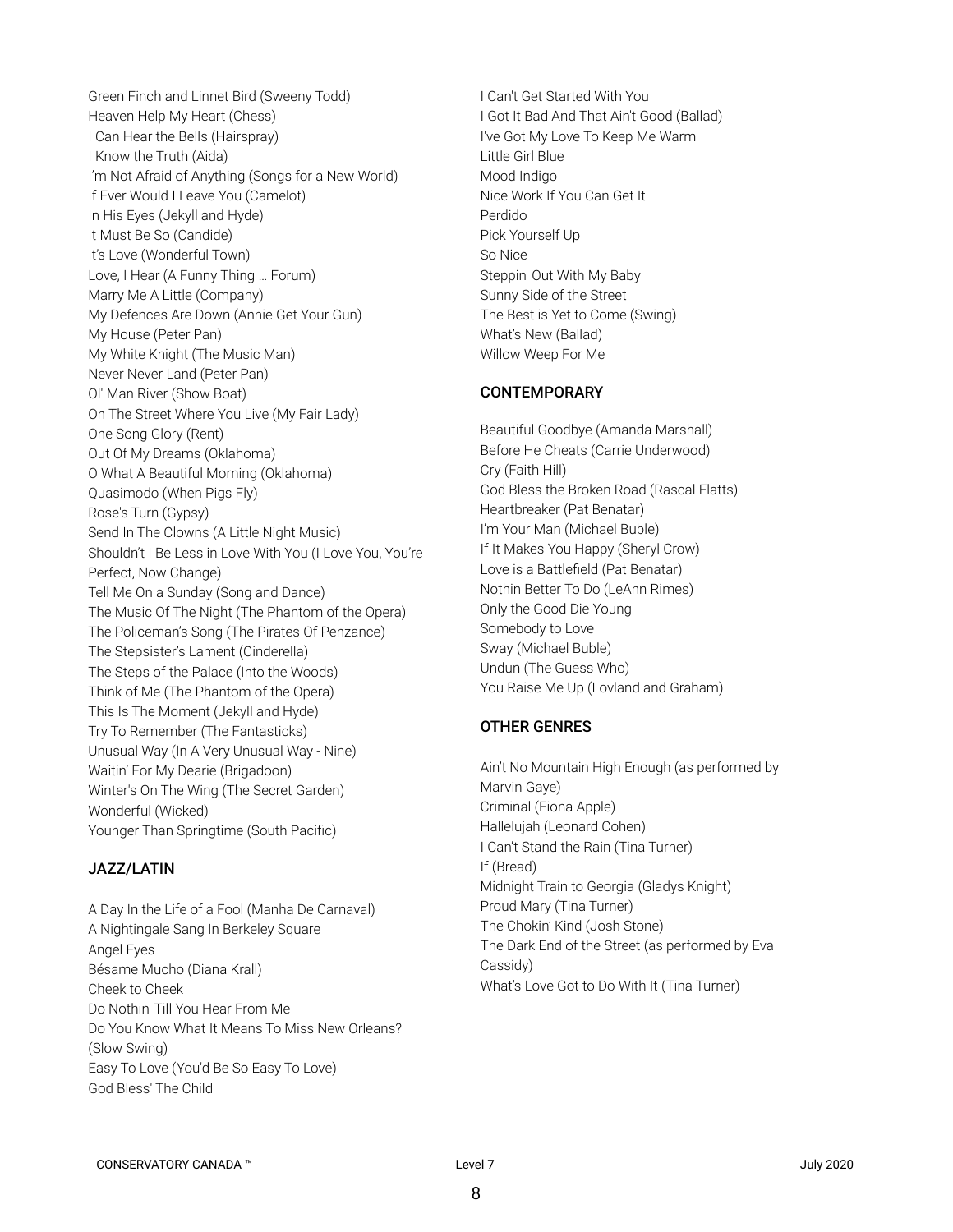Green Finch and Linnet Bird (Sweeny Todd)
Heaven Help My Heart (Chess)
I Can Hear the Bells (Hairspray)
I Know the Truth (Aida)
I'm Not Afraid of Anything (Songs for a New World)
If Ever Would I Leave You (Camelot)
In His Eyes (Jekyll and Hyde)
It Must Be So (Candide)
It's Love (Wonderful Town)
Love, I Hear (A Funny Thing … Forum)
Marry Me A Little (Company)
My Defences Are Down (Annie Get Your Gun)
My House (Peter Pan)
My White Knight (The Music Man)
Never Never Land (Peter Pan)
Ol' Man River (Show Boat)
On The Street Where You Live (My Fair Lady)
One Song Glory (Rent)
Out Of My Dreams (Oklahoma)
O What A Beautiful Morning (Oklahoma)
Quasimodo (When Pigs Fly)
Rose's Turn (Gypsy)
Send In The Clowns (A Little Night Music)
Shouldn't I Be Less in Love With You (I Love You, You're Perfect, Now Change)
Tell Me On a Sunday (Song and Dance)
The Music Of The Night (The Phantom of the Opera)
The Policeman's Song (The Pirates Of Penzance)
The Stepsister's Lament (Cinderella)
The Steps of the Palace (Into the Woods)
Think of Me (The Phantom of the Opera)
This Is The Moment (Jekyll and Hyde)
Try To Remember (The Fantasticks)
Unusual Way (In A Very Unusual Way - Nine)
Waitin' For My Dearie (Brigadoon)
Winter's On The Wing (The Secret Garden)
Wonderful (Wicked)
Younger Than Springtime (South Pacific)

## JAZZ/LATIN

A Day In the Life of a Fool (Manha De Carnaval)
A Nightingale Sang In Berkeley Square
Angel Eyes
Bésame Mucho (Diana Krall)
Cheek to Cheek
Do Nothin' Till You Hear From Me
Do You Know What It Means To Miss New Orleans? (Slow Swing)
Easy To Love (You'd Be So Easy To Love)
God Bless' The Child
I Can't Get Started With You
I Got It Bad And That Ain't Good (Ballad)
I've Got My Love To Keep Me Warm
Little Girl Blue
Mood Indigo
Nice Work If You Can Get It
Perdido
Pick Yourself Up
So Nice
Steppin' Out With My Baby
Sunny Side of the Street
The Best is Yet to Come (Swing)
What's New (Ballad)
Willow Weep For Me

## CONTEMPORARY

Beautiful Goodbye (Amanda Marshall)
Before He Cheats (Carrie Underwood)
Cry (Faith Hill)
God Bless the Broken Road (Rascal Flatts)
Heartbreaker (Pat Benatar)
I'm Your Man (Michael Buble)
If It Makes You Happy (Sheryl Crow)
Love is a Battlefield (Pat Benatar)
Nothin Better To Do (LeAnn Rimes)
Only the Good Die Young
Somebody to Love
Sway (Michael Buble)
Undun (The Guess Who)
You Raise Me Up (Lovland and Graham)

## OTHER GENRES

Ain't No Mountain High Enough (as performed by Marvin Gaye)
Criminal (Fiona Apple)
Hallelujah (Leonard Cohen)
I Can't Stand the Rain (Tina Turner)
If (Bread)
Midnight Train to Georgia (Gladys Knight)
Proud Mary (Tina Turner)
The Chokin' Kind (Josh Stone)
The Dark End of the Street (as performed by Eva Cassidy)
What's Love Got to Do With It (Tina Turner)